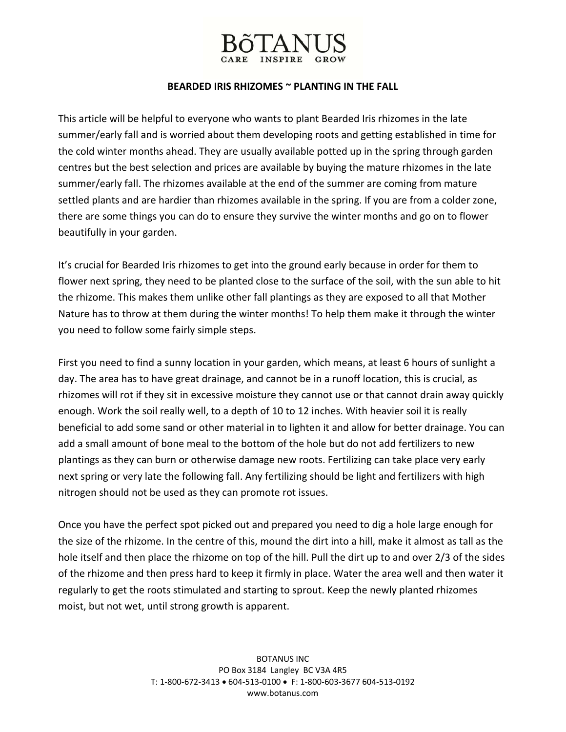# BŌTANUS

CARE INSPIRE GROW

## BEARDED IRIS RHIZOMES ~ PLANTING IN THE FALL

This article will be helpful to everyone who wants to plant Bearded Iris rhizomes in the late summer/early fall and is worried about them developing roots and getting established in time for the cold winter months ahead. They are usually available potted up in the spring through garden centres but the best selection and prices are available by buying the mature rhizomes in the late summer/early fall. The rhizomes available at the end of the summer are coming from mature settled plants and are hardier than rhizomes available in the spring. If you are from a colder zone, there are some things you can do to ensure they survive the winter months and go on to flower beautifully in your garden.

It's crucial for Bearded Iris rhizomes to get into the ground early because in order for them to flower next spring, they need to be planted close to the surface of the soil, with the sun able to hit the rhizome. This makes them unlike other fall plantings as they are exposed to all that Mother Nature has to throw at them during the winter months! To help them make it through the winter you need to follow some fairly simple steps.

First you need to find a sunny location in your garden, which means, at least 6 hours of sunlight a day. The area has to have great drainage, and cannot be in a runoff location, this is crucial, as rhizomes will rot if they sit in excessive moisture they cannot use or that cannot drain away quickly enough. Work the soil really well, to a depth of 10 to 12 inches. With heavier soil it is really beneficial to add some sand or other material in to lighten it and allow for better drainage. You can add a small amount of bone meal to the bottom of the hole but do not add fertilizers to new plantings as they can burn or otherwise damage new roots. Fertilizing can take place very early next spring or very late the following fall. Any fertilizing should be light and fertilizers with high nitrogen should not be used as they can promote rot issues.

Once you have the perfect spot picked out and prepared you need to dig a hole large enough for the size of the rhizome. In the centre of this, mound the dirt into a hill, make it almost as tall as the hole itself and then place the rhizome on top of the hill. Pull the dirt up to and over 2/3 of the sides of the rhizome and then press hard to keep it firmly in place. Water the area well and then water it regularly to get the roots stimulated and starting to sprout. Keep the newly planted rhizomes moist, but not wet, until strong growth is apparent.

BOTANUS INC
PO Box 3184 Langley BC V3A 4R5
T: 1-800-672-3413 • 604-513-0100 • F: 1-800-603-3677 604-513-0192
www.botanus.com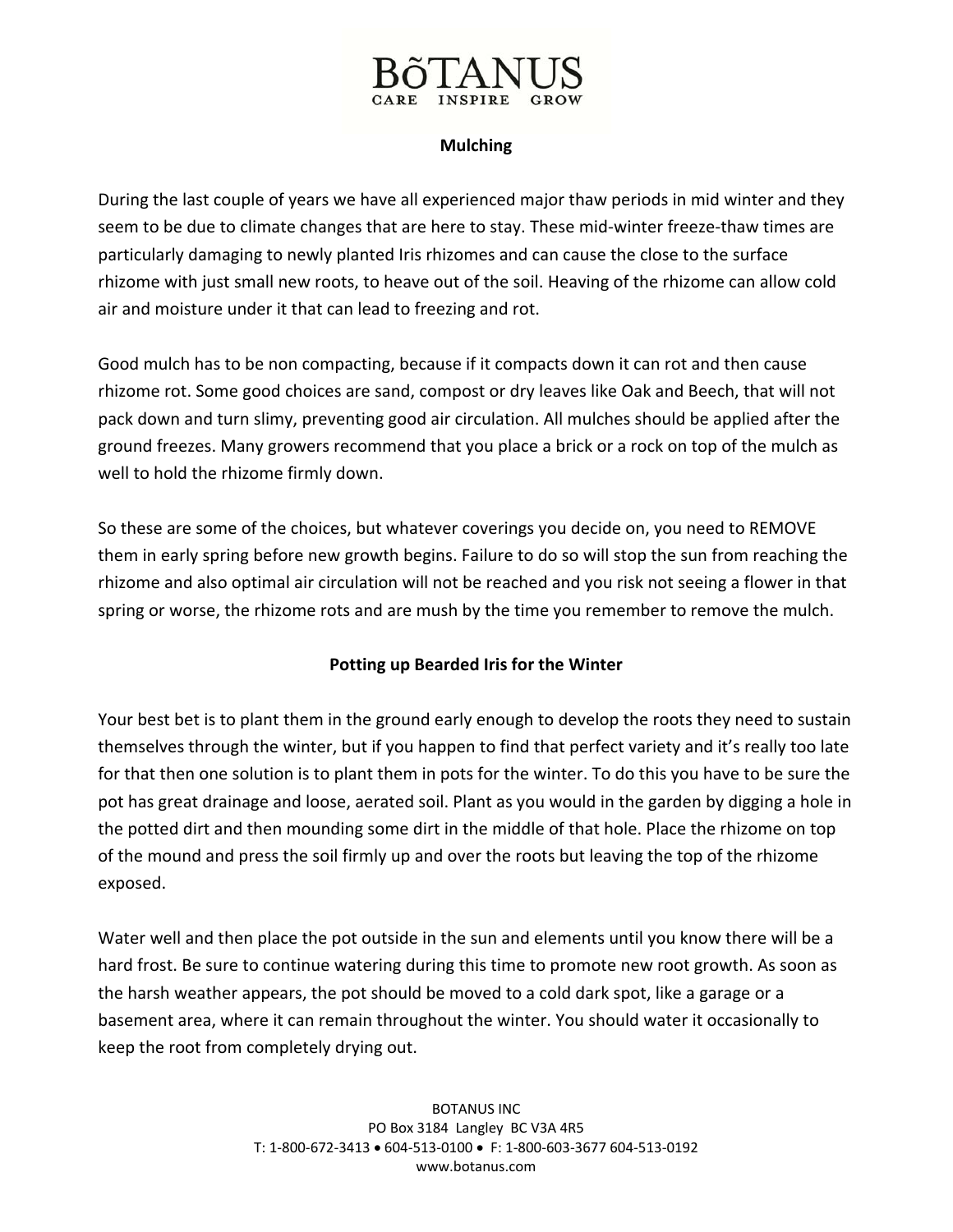## Mulching

During the last couple of years we have all experienced major thaw periods in mid winter and they seem to be due to climate changes that are here to stay. These mid-winter freeze-thaw times are particularly damaging to newly planted Iris rhizomes and can cause the close to the surface rhizome with just small new roots, to heave out of the soil. Heaving of the rhizome can allow cold air and moisture under it that can lead to freezing and rot.

Good mulch has to be non compacting, because if it compacts down it can rot and then cause rhizome rot. Some good choices are sand, compost or dry leaves like Oak and Beech, that will not pack down and turn slimy, preventing good air circulation. All mulches should be applied after the ground freezes. Many growers recommend that you place a brick or a rock on top of the mulch as well to hold the rhizome firmly down.

So these are some of the choices, but whatever coverings you decide on, you need to REMOVE them in early spring before new growth begins. Failure to do so will stop the sun from reaching the rhizome and also optimal air circulation will not be reached and you risk not seeing a flower in that spring or worse, the rhizome rots and are mush by the time you remember to remove the mulch.

## Potting up Bearded Iris for the Winter

Your best bet is to plant them in the ground early enough to develop the roots they need to sustain themselves through the winter, but if you happen to find that perfect variety and it's really too late for that then one solution is to plant them in pots for the winter. To do this you have to be sure the pot has great drainage and loose, aerated soil. Plant as you would in the garden by digging a hole in the potted dirt and then mounding some dirt in the middle of that hole. Place the rhizome on top of the mound and press the soil firmly up and over the roots but leaving the top of the rhizome exposed.

Water well and then place the pot outside in the sun and elements until you know there will be a hard frost. Be sure to continue watering during this time to promote new root growth. As soon as the harsh weather appears, the pot should be moved to a cold dark spot, like a garage or a basement area, where it can remain throughout the winter. You should water it occasionally to keep the root from completely drying out.